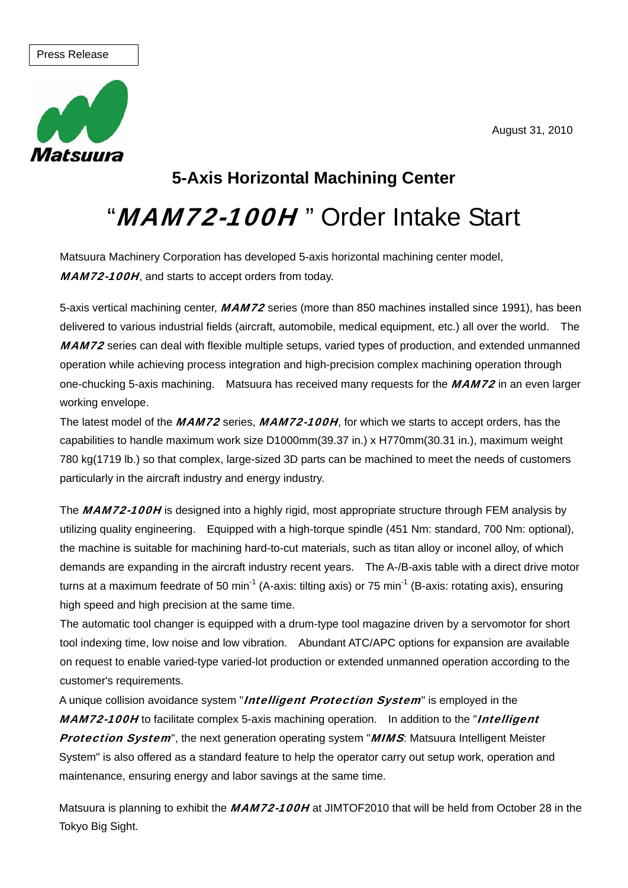Press Release

Matsuura

August 31, 2010

## 5-Axis Horizontal Machining Center

# "***MAM72-100H*** " Order Intake Start

Matsuura Machinery Corporation has developed 5-axis horizontal machining center model, ***MAM72-100H***, and starts to accept orders from today.

5-axis vertical machining center, ***MAM72*** series (more than 850 machines installed since 1991), has been delivered to various industrial fields (aircraft, automobile, medical equipment, etc.) all over the world. The ***MAM72*** series can deal with flexible multiple setups, varied types of production, and extended unmanned operation while achieving process integration and high-precision complex machining operation through one-chucking 5-axis machining. Matsuura has received many requests for the ***MAM72*** in an even larger working envelope.

The latest model of the ***MAM72*** series, ***MAM72-100H***, for which we starts to accept orders, has the capabilities to handle maximum work size D1000mm(39.37 in.) x H770mm(30.31 in.), maximum weight 780 kg(1719 lb.) so that complex, large-sized 3D parts can be machined to meet the needs of customers particularly in the aircraft industry and energy industry.

The ***MAM72-100H*** is designed into a highly rigid, most appropriate structure through FEM analysis by utilizing quality engineering. Equipped with a high-torque spindle (451 Nm: standard, 700 Nm: optional), the machine is suitable for machining hard-to-cut materials, such as titan alloy or inconel alloy, of which demands are expanding in the aircraft industry recent years. The A-/B-axis table with a direct drive motor turns at a maximum feedrate of 50 $min^{-1}$ (A-axis: tilting axis) or 75 $min^{-1}$ (B-axis: rotating axis), ensuring high speed and high precision at the same time.

The automatic tool changer is equipped with a drum-type tool magazine driven by a servomotor for short tool indexing time, low noise and low vibration. Abundant ATC/APC options for expansion are available on request to enable varied-type varied-lot production or extended unmanned operation according to the customer's requirements.

A unique collision avoidance system "***Intelligent Protection System***" is employed in the ***MAM72-100H*** to facilitate complex 5-axis machining operation. In addition to the "***Intelligent Protection System***", the next generation operating system "***MIMS***: Matsuura Intelligent Meister System" is also offered as a standard feature to help the operator carry out setup work, operation and maintenance, ensuring energy and labor savings at the same time.

Matsuura is planning to exhibit the ***MAM72-100H*** at JIMTOF2010 that will be held from October 28 in the Tokyo Big Sight.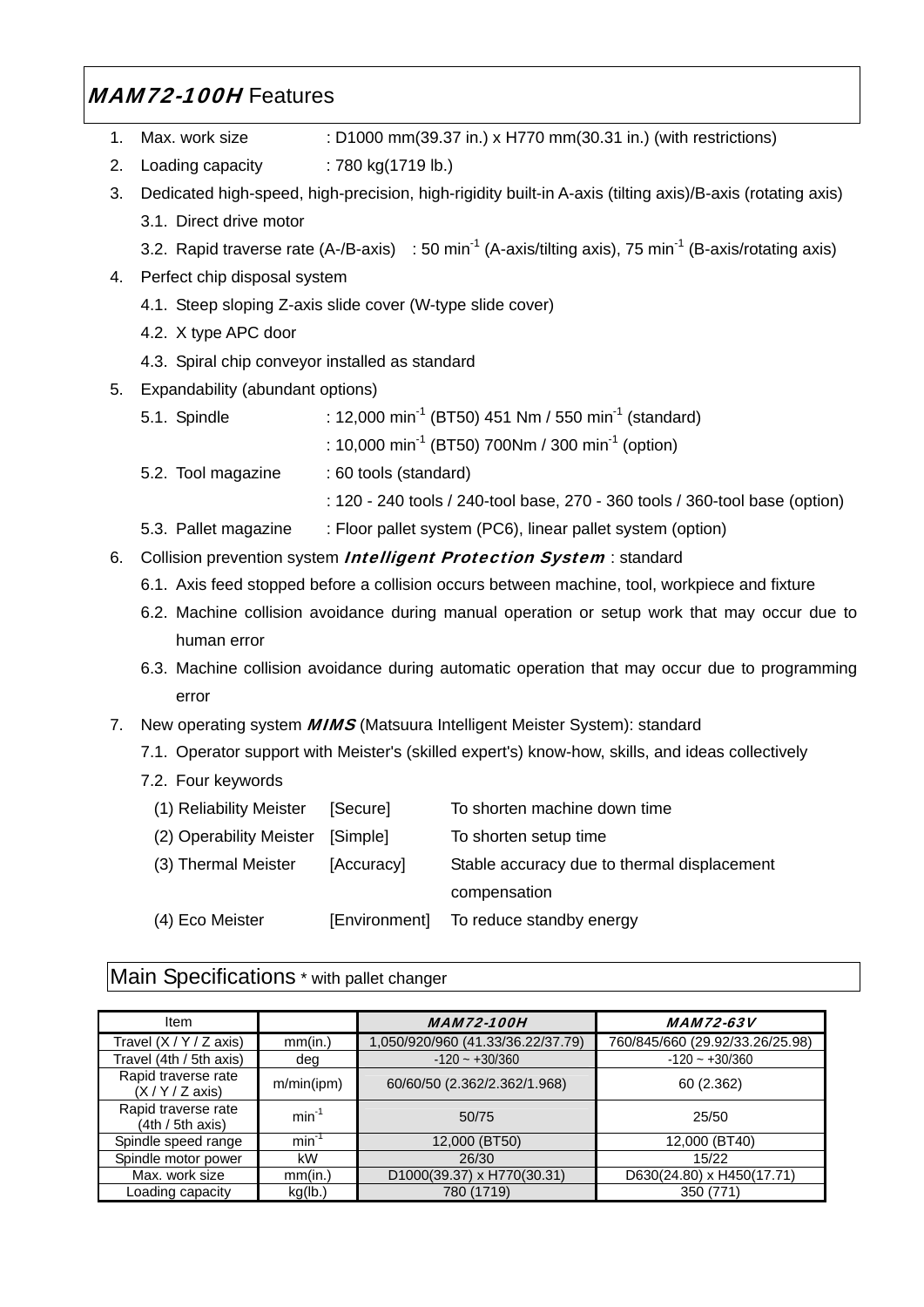## *MAM72-100H* Features

1. Max. work size : D1000 mm(39.37 in.) x H770 mm(30.31 in.) (with restrictions)
2. Loading capacity : 780 kg(1719 lb.)
3. Dedicated high-speed, high-precision, high-rigidity built-in A-axis (tilting axis)/B-axis (rotating axis)
   - 3.1. Direct drive motor
   - 3.2. Rapid traverse rate (A-/B-axis) : 50 $min^{-1}$ (A-axis/tilting axis), 75 $min^{-1}$ (B-axis/rotating axis)
4. Perfect chip disposal system
   - 4.1. Steep sloping Z-axis slide cover (W-type slide cover)
   - 4.2. X type APC door
   - 4.3. Spiral chip conveyor installed as standard
5. Expandability (abundant options)
   - 5.1. Spindle : 12,000 $min^{-1}$ (BT50) 451 Nm / 550 $min^{-1}$ (standard)
     : 10,000 $min^{-1}$ (BT50) 700Nm / 300 $min^{-1}$ (option)
   - 5.2. Tool magazine : 60 tools (standard)
     : 120 - 240 tools / 240-tool base, 270 - 360 tools / 360-tool base (option)
   - 5.3. Pallet magazine : Floor pallet system (PC6), linear pallet system (option)
6. Collision prevention system ***Intelligent Protection System*** : standard
   - 6.1. Axis feed stopped before a collision occurs between machine, tool, workpiece and fixture
   - 6.2. Machine collision avoidance during manual operation or setup work that may occur due to human error
   - 6.3. Machine collision avoidance during automatic operation that may occur due to programming error
7. New operating system ***MIMS*** (Matsuura Intelligent Meister System): standard
   - 7.1. Operator support with Meister's (skilled expert's) know-how, skills, and ideas collectively
   - 7.2. Four keywords

| | | |
|---|---|---|
| (1) Reliability Meister | [Secure] | To shorten machine down time |
| (2) Operability Meister | [Simple] | To shorten setup time |
| (3) Thermal Meister | [Accuracy] | Stable accuracy due to thermal displacement compensation |
| (4) Eco Meister | [Environment] | To reduce standby energy |

## Main Specifications * with pallet changer

| Item | | *MAM72-100H* | *MAM72-63V* |
|---|---|---|---|
| Travel (X / Y / Z axis) | mm(in.) | 1,050/920/960 (41.33/36.22/37.79) | 760/845/660 (29.92/33.26/25.98) |
| Travel (4th / 5th axis) | deg | -120 ~ +30/360 | -120 ~ +30/360 |
| Rapid traverse rate (X / Y / Z axis) | m/min(ipm) | 60/60/50 (2.362/2.362/1.968) | 60 (2.362) |
| Rapid traverse rate (4th / 5th axis) | $min^{-1}$ | 50/75 | 25/50 |
| Spindle speed range | $min^{-1}$ | 12,000 (BT50) | 12,000 (BT40) |
| Spindle motor power | kW | 26/30 | 15/22 |
| Max. work size | mm(in.) | D1000(39.37) x H770(30.31) | D630(24.80) x H450(17.71) |
| Loading capacity | kg(lb.) | 780 (1719) | 350 (771) |